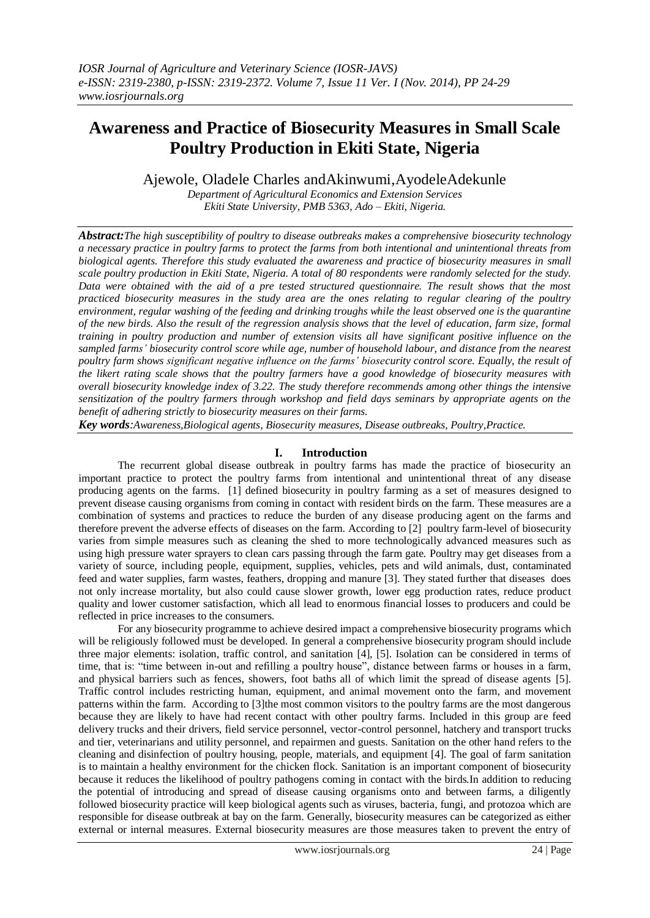# Awareness and Practice of Biosecurity Measures in Small Scale Poultry Production in Ekiti State, Nigeria

Ajewole, Oladele Charles andAkinwumi,AyodeleAdekunle

*Department of Agricultural Economics and Extension Services*
*Ekiti State University, PMB 5363, Ado – Ekiti, Nigeria.*

***Abstract:****The high susceptibility of poultry to disease outbreaks makes a comprehensive biosecurity technology a necessary practice in poultry farms to protect the farms from both intentional and unintentional threats from biological agents. Therefore this study evaluated the awareness and practice of biosecurity measures in small scale poultry production in Ekiti State, Nigeria. A total of 80 respondents were randomly selected for the study. Data were obtained with the aid of a pre tested structured questionnaire. The result shows that the most practiced biosecurity measures in the study area are the ones relating to regular clearing of the poultry environment, regular washing of the feeding and drinking troughs while the least observed one is the quarantine of the new birds. Also the result of the regression analysis shows that the level of education, farm size, formal training in poultry production and number of extension visits all have significant positive influence on the sampled farms' biosecurity control score while age, number of household labour, and distance from the nearest poultry farm shows significant negative influence on the farms' biosecurity control score. Equally, the result of the likert rating scale shows that the poultry farmers have a good knowledge of biosecurity measures with overall biosecurity knowledge index of 3.22. The study therefore recommends among other things the intensive sensitization of the poultry farmers through workshop and field days seminars by appropriate agents on the benefit of adhering strictly to biosecurity measures on their farms.*

***Key words****:Awareness,Biological agents, Biosecurity measures, Disease outbreaks, Poultry,Practice.*

## I. Introduction

The recurrent global disease outbreak in poultry farms has made the practice of biosecurity an important practice to protect the poultry farms from intentional and unintentional threat of any disease producing agents on the farms. [1] defined biosecurity in poultry farming as a set of measures designed to prevent disease causing organisms from coming in contact with resident birds on the farm. These measures are a combination of systems and practices to reduce the burden of any disease producing agent on the farms and therefore prevent the adverse effects of diseases on the farm. According to [2] poultry farm-level of biosecurity varies from simple measures such as cleaning the shed to more technologically advanced measures such as using high pressure water sprayers to clean cars passing through the farm gate. Poultry may get diseases from a variety of source, including people, equipment, supplies, vehicles, pets and wild animals, dust, contaminated feed and water supplies, farm wastes, feathers, dropping and manure [3]. They stated further that diseases does not only increase mortality, but also could cause slower growth, lower egg production rates, reduce product quality and lower customer satisfaction, which all lead to enormous financial losses to producers and could be reflected in price increases to the consumers.

For any biosecurity programme to achieve desired impact a comprehensive biosecurity programs which will be religiously followed must be developed. In general a comprehensive biosecurity program should include three major elements: isolation, traffic control, and sanitation [4], [5]. Isolation can be considered in terms of time, that is: "time between in-out and refilling a poultry house", distance between farms or houses in a farm, and physical barriers such as fences, showers, foot baths all of which limit the spread of disease agents [5]. Traffic control includes restricting human, equipment, and animal movement onto the farm, and movement patterns within the farm. According to [3]the most common visitors to the poultry farms are the most dangerous because they are likely to have had recent contact with other poultry farms. Included in this group are feed delivery trucks and their drivers, field service personnel, vector-control personnel, hatchery and transport trucks and tier, veterinarians and utility personnel, and repairmen and guests. Sanitation on the other hand refers to the cleaning and disinfection of poultry housing, people, materials, and equipment [4]. The goal of farm sanitation is to maintain a healthy environment for the chicken flock. Sanitation is an important component of biosecurity because it reduces the likelihood of poultry pathogens coming in contact with the birds.In addition to reducing the potential of introducing and spread of disease causing organisms onto and between farms, a diligently followed biosecurity practice will keep biological agents such as viruses, bacteria, fungi, and protozoa which are responsible for disease outbreak at bay on the farm. Generally, biosecurity measures can be categorized as either external or internal measures. External biosecurity measures are those measures taken to prevent the entry of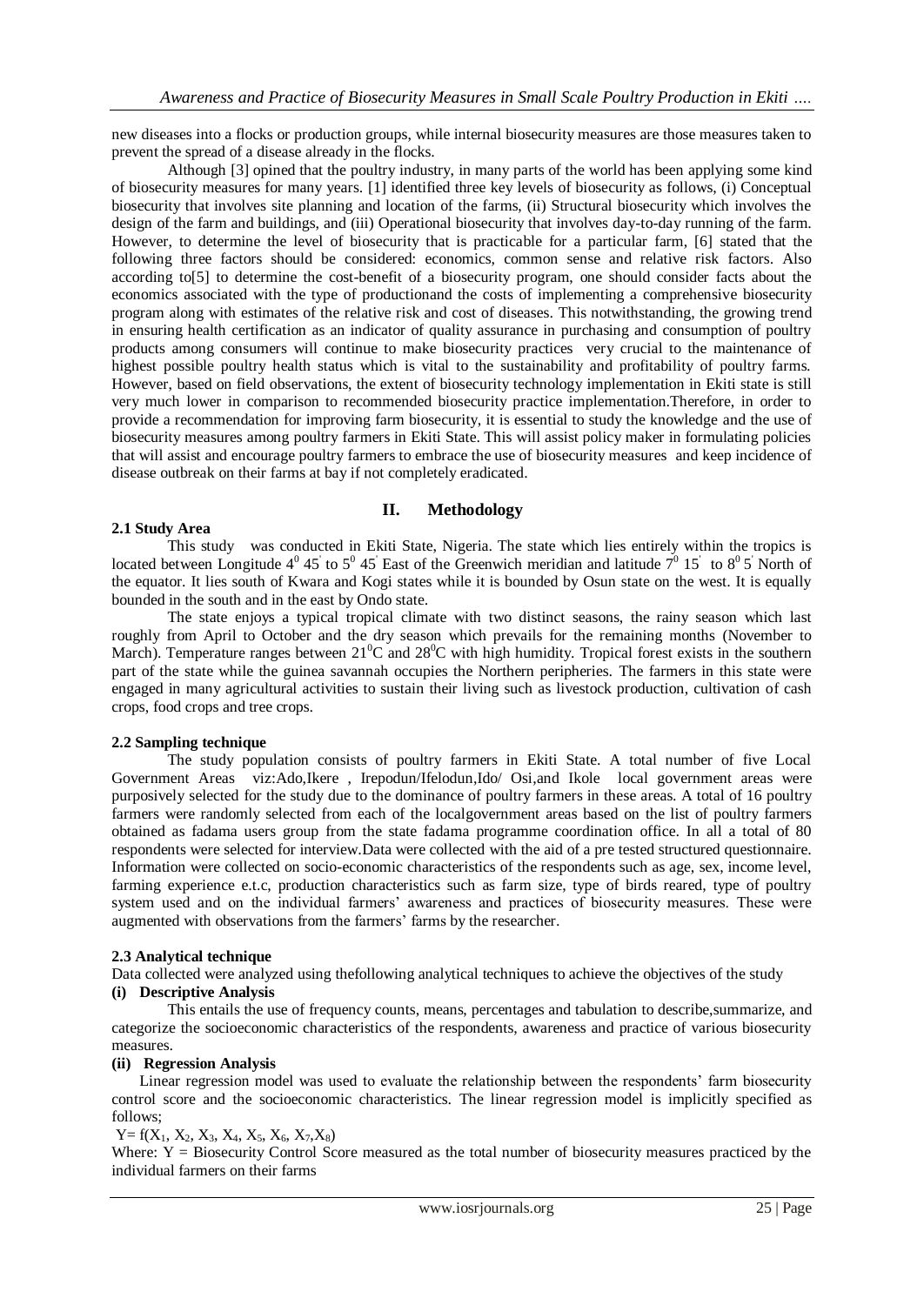new diseases into a flocks or production groups, while internal biosecurity measures are those measures taken to prevent the spread of a disease already in the flocks.

Although [3] opined that the poultry industry, in many parts of the world has been applying some kind of biosecurity measures for many years. [1] identified three key levels of biosecurity as follows, (i) Conceptual biosecurity that involves site planning and location of the farms, (ii) Structural biosecurity which involves the design of the farm and buildings, and (iii) Operational biosecurity that involves day-to-day running of the farm. However, to determine the level of biosecurity that is practicable for a particular farm, [6] stated that the following three factors should be considered: economics, common sense and relative risk factors. Also according to[5] to determine the cost-benefit of a biosecurity program, one should consider facts about the economics associated with the type of productionand the costs of implementing a comprehensive biosecurity program along with estimates of the relative risk and cost of diseases. This notwithstanding, the growing trend in ensuring health certification as an indicator of quality assurance in purchasing and consumption of poultry products among consumers will continue to make biosecurity practices very crucial to the maintenance of highest possible poultry health status which is vital to the sustainability and profitability of poultry farms. However, based on field observations, the extent of biosecurity technology implementation in Ekiti state is still very much lower in comparison to recommended biosecurity practice implementation.Therefore, in order to provide a recommendation for improving farm biosecurity, it is essential to study the knowledge and the use of biosecurity measures among poultry farmers in Ekiti State. This will assist policy maker in formulating policies that will assist and encourage poultry farmers to embrace the use of biosecurity measures and keep incidence of disease outbreak on their farms at bay if not completely eradicated.

## II. Methodology

### 2.1 Study Area

This study was conducted in Ekiti State, Nigeria. The state which lies entirely within the tropics is located between Longitude $4^0 45'$ to $5^0 45'$ East of the Greenwich meridian and latitude $7^0 15'$ to $8^0 5'$ North of the equator. It lies south of Kwara and Kogi states while it is bounded by Osun state on the west. It is equally bounded in the south and in the east by Ondo state.

The state enjoys a typical tropical climate with two distinct seasons, the rainy season which last roughly from April to October and the dry season which prevails for the remaining months (November to March). Temperature ranges between $21^0$C and $28^0$C with high humidity. Tropical forest exists in the southern part of the state while the guinea savannah occupies the Northern peripheries. The farmers in this state were engaged in many agricultural activities to sustain their living such as livestock production, cultivation of cash crops, food crops and tree crops.

### 2.2 Sampling technique

The study population consists of poultry farmers in Ekiti State. A total number of five Local Government Areas viz:Ado,Ikere , Irepodun/Ifelodun,Ido/ Osi,and Ikole local government areas were purposively selected for the study due to the dominance of poultry farmers in these areas. A total of 16 poultry farmers were randomly selected from each of the localgovernment areas based on the list of poultry farmers obtained as fadama users group from the state fadama programme coordination office. In all a total of 80 respondents were selected for interview.Data were collected with the aid of a pre tested structured questionnaire. Information were collected on socio-economic characteristics of the respondents such as age, sex, income level, farming experience e.t.c, production characteristics such as farm size, type of birds reared, type of poultry system used and on the individual farmers' awareness and practices of biosecurity measures. These were augmented with observations from the farmers' farms by the researcher.

### 2.3 Analytical technique

Data collected were analyzed using thefollowing analytical techniques to achieve the objectives of the study

**(i) Descriptive Analysis**

This entails the use of frequency counts, means, percentages and tabulation to describe,summarize, and categorize the socioeconomic characteristics of the respondents, awareness and practice of various biosecurity measures.

**(ii) Regression Analysis**

Linear regression model was used to evaluate the relationship between the respondents' farm biosecurity control score and the socioeconomic characteristics. The linear regression model is implicitly specified as follows;

$Y= f(X_1, X_2, X_3, X_4, X_5, X_6, X_7,X_8)$

Where: $Y$ = Biosecurity Control Score measured as the total number of biosecurity measures practiced by the individual farmers on their farms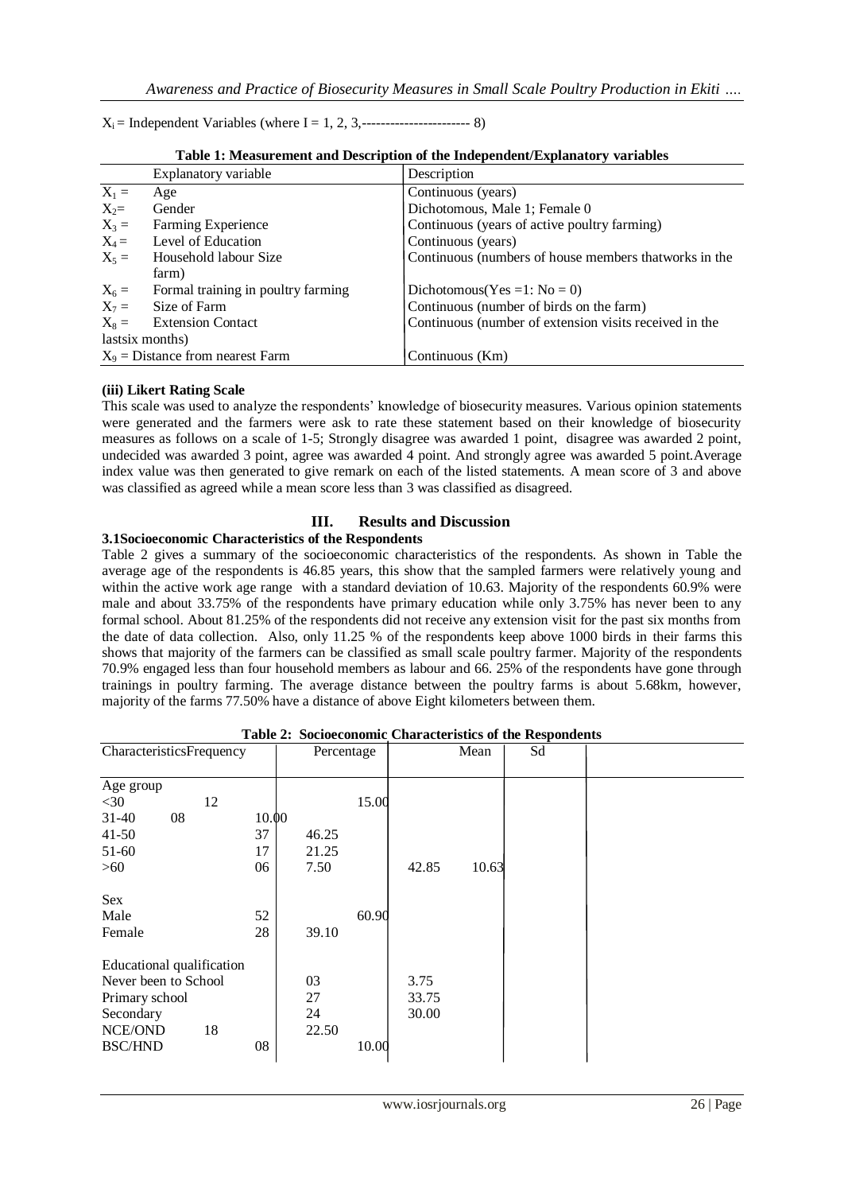$X_i$ = Independent Variables (where I = 1, 2, 3,----------------------- 8)

**Table 1: Measurement and Description of the Independent/Explanatory variables**

| Explanatory variable | Description |
|---|---|
| $X_1$ = Age | Continuous (years) |
| $X_2$= Gender | Dichotomous, Male 1; Female 0 |
| $X_3$ = Farming Experience | Continuous (years of active poultry farming) |
| $X_4$ = Level of Education | Continuous (years) |
| $X_5$ = Household labour Size | Continuous (numbers of house members thatworks in the farm) |
| $X_6$ = Formal training in poultry farming | Dichotomous(Yes =1: No = 0) |
| $X_7$ = Size of Farm | Continuous (number of birds on the farm) |
| $X_8$ = Extension Contact | Continuous (number of extension visits received in the lastsix months) |
| $X_9$ = Distance from nearest Farm | Continuous (Km) |

**(iii) Likert Rating Scale**

This scale was used to analyze the respondents' knowledge of biosecurity measures. Various opinion statements were generated and the farmers were ask to rate these statement based on their knowledge of biosecurity measures as follows on a scale of 1-5; Strongly disagree was awarded 1 point, disagree was awarded 2 point, undecided was awarded 3 point, agree was awarded 4 point. And strongly agree was awarded 5 point.Average index value was then generated to give remark on each of the listed statements. A mean score of 3 and above was classified as agreed while a mean score less than 3 was classified as disagreed.

## III. Results and Discussion

### 3.1Socioeconomic Characteristics of the Respondents

Table 2 gives a summary of the socioeconomic characteristics of the respondents. As shown in Table the average age of the respondents is 46.85 years, this show that the sampled farmers were relatively young and within the active work age range with a standard deviation of 10.63. Majority of the respondents 60.9% were male and about 33.75% of the respondents have primary education while only 3.75% has never been to any formal school. About 81.25% of the respondents did not receive any extension visit for the past six months from the date of data collection. Also, only 11.25 % of the respondents keep above 1000 birds in their farms this shows that majority of the farmers can be classified as small scale poultry farmer. Majority of the respondents 70.9% engaged less than four household members as labour and 66. 25% of the respondents have gone through trainings in poultry farming. The average distance between the poultry farms is about 5.68km, however, majority of the farms 77.50% have a distance of above Eight kilometers between them.

**Table 2: Socioeconomic Characteristics of the Respondents**

| Characteristics | Frequency | Percentage | Mean | Sd |
|---|---|---|---|---|
| **Age group** | | | | |
| <30 | 12 | 15.00 | | |
| 31-40 | 08 | 10.00 | | |
| 41-50 | 37 | 46.25 | | |
| 51-60 | 17 | 21.25 | | |
| >60 | 06 | 7.50 | 42.85 | 10.63 |
| **Sex** | | | | |
| Male | 52 | 60.90 | | |
| Female | 28 | 39.10 | | |
| **Educational qualification** | | | | |
| Never been to School | 03 | 3.75 | | |
| Primary school | 27 | 33.75 | | |
| Secondary | 24 | 30.00 | | |
| NCE/OND | 18 | 22.50 | | |
| BSC/HND | 08 | 10.00 | | |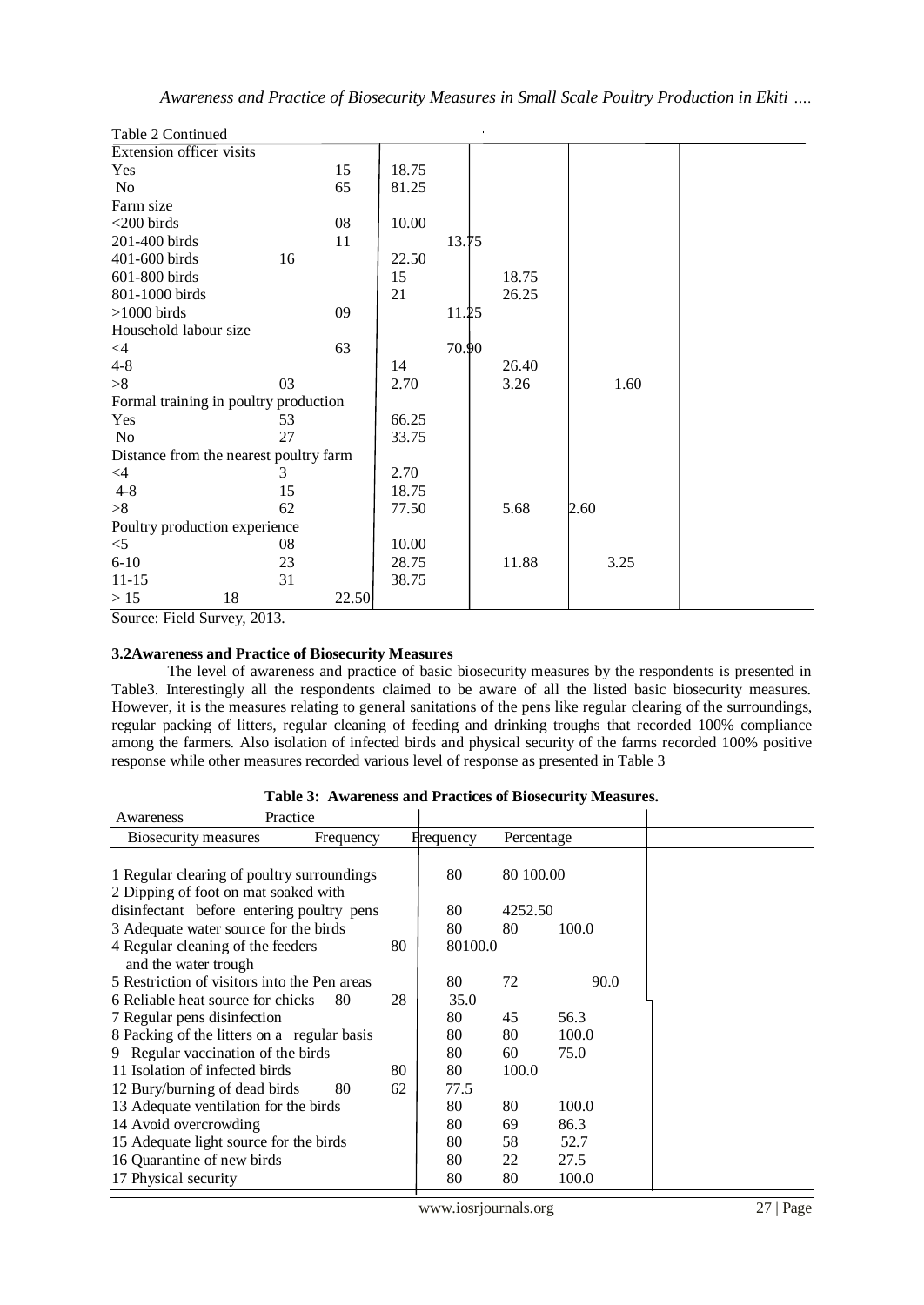Table 2 Continued

| | Frequency | Percentage | | | |
|---|---|---|---|---|---|
| Extension officer visits | | | | | |
| Yes | 15 | 18.75 | | | |
| No | 65 | 81.25 | | | |
| Farm size | | | | | |
| <200 birds | 08 | 10.00 | | | |
| 201-400 birds | 11 | 13.75 | | | |
| 401-600 birds | 16 | 22.50 | | | |
| 601-800 birds | 15 | 18.75 | | | |
| 801-1000 birds | 21 | 26.25 | | | |
| >1000 birds | 09 | 11.25 | | | |
| Household labour size | | | | | |
| <4 | 63 | 70.90 | | | |
| 4-8 | 14 | 26.40 | | | |
| >8 | 03 | 2.70 | 3.26 | 1.60 | |
| Formal training in poultry production | | | | | |
| Yes | 53 | 66.25 | | | |
| No | 27 | 33.75 | | | |
| Distance from the nearest poultry farm | | | | | |
| <4 | 3 | 2.70 | | | |
| 4-8 | 15 | 18.75 | | | |
| >8 | 62 | 77.50 | 5.68 | 2.60 | |
| Poultry production experience | | | | | |
| <5 | 08 | 10.00 | | | |
| 6-10 | 23 | 28.75 | 11.88 | 3.25 | |
| 11-15 | 31 | 38.75 | | | |
| > 15 | 18 | 22.50 | | | |

Source: Field Survey, 2013.

### 3.2 Awareness and Practice of Biosecurity Measures

The level of awareness and practice of basic biosecurity measures by the respondents is presented in Table3. Interestingly all the respondents claimed to be aware of all the listed basic biosecurity measures. However, it is the measures relating to general sanitations of the pens like regular clearing of the surroundings, regular packing of litters, regular cleaning of feeding and drinking troughs that recorded 100% compliance among the farmers. Also isolation of infected birds and physical security of the farms recorded 100% positive response while other measures recorded various level of response as presented in Table 3

**Table 3: Awareness and Practices of Biosecurity Measures.**

| Biosecurity measures | Awareness Frequency | Practice Frequency | Percentage |
|---|---|---|---|
| 1 Regular clearing of poultry surroundings | 80 | 80 | 100.00 |
| 2 Dipping of foot on mat soaked with disinfectant before entering poultry pens | 80 | 42 | 52.50 |
| 3 Adequate water source for the birds | 80 | 80 | 100.0 |
| 4 Regular cleaning of the feeders and the water trough | 80 | 80 | 100.0 |
| 5 Restriction of visitors into the Pen areas | 80 | 72 | 90.0 |
| 6 Reliable heat source for chicks | 80 | 28 | 35.0 |
| 7 Regular pens disinfection | 80 | 45 | 56.3 |
| 8 Packing of the litters on a regular basis | 80 | 80 | 100.0 |
| 9 Regular vaccination of the birds | 80 | 60 | 75.0 |
| 11 Isolation of infected birds | 80 | 80 | 100.0 |
| 12 Bury/burning of dead birds | 80 | 62 | 77.5 |
| 13 Adequate ventilation for the birds | 80 | 80 | 100.0 |
| 14 Avoid overcrowding | 80 | 69 | 86.3 |
| 15 Adequate light source for the birds | 80 | 58 | 52.7 |
| 16 Quarantine of new birds | 80 | 22 | 27.5 |
| 17 Physical security | 80 | 80 | 100.0 |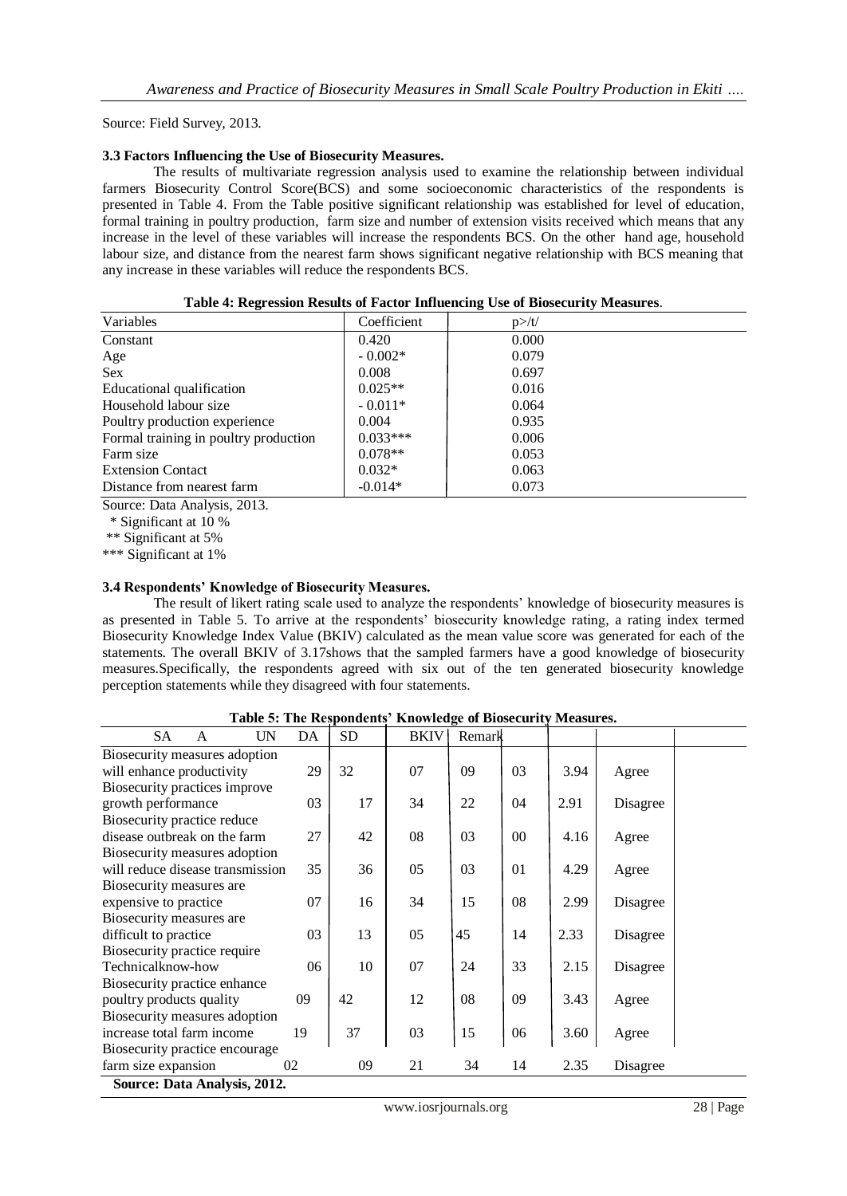Source: Field Survey, 2013.

### 3.3 Factors Influencing the Use of Biosecurity Measures.

The results of multivariate regression analysis used to examine the relationship between individual farmers Biosecurity Control Score(BCS) and some socioeconomic characteristics of the respondents is presented in Table 4. From the Table positive significant relationship was established for level of education, formal training in poultry production, farm size and number of extension visits received which means that any increase in the level of these variables will increase the respondents BCS. On the other hand age, household labour size, and distance from the nearest farm shows significant negative relationship with BCS meaning that any increase in these variables will reduce the respondents BCS.

**Table 4: Regression Results of Factor Influencing Use of Biosecurity Measures.**

| Variables | Coefficient | p>/t/ |
|---|---|---|
| Constant | 0.420 | 0.000 |
| Age | - 0.002* | 0.079 |
| Sex | 0.008 | 0.697 |
| Educational qualification | 0.025** | 0.016 |
| Household labour size | - 0.011* | 0.064 |
| Poultry production experience | 0.004 | 0.935 |
| Formal training in poultry production | 0.033*** | 0.006 |
| Farm size | 0.078** | 0.053 |
| Extension Contact | 0.032* | 0.063 |
| Distance from nearest farm | -0.014* | 0.073 |

Source: Data Analysis, 2013.

\* Significant at 10 %

** Significant at 5%

*** Significant at 1%

### 3.4 Respondents' Knowledge of Biosecurity Measures.

The result of likert rating scale used to analyze the respondents' knowledge of biosecurity measures is as presented in Table 5. To arrive at the respondents' biosecurity knowledge rating, a rating index termed Biosecurity Knowledge Index Value (BKIV) calculated as the mean value score was generated for each of the statements. The overall BKIV of 3.17shows that the sampled farmers have a good knowledge of biosecurity measures.Specifically, the respondents agreed with six out of the ten generated biosecurity knowledge perception statements while they disagreed with four statements.

**Table 5: The Respondents' Knowledge of Biosecurity Measures.**

| | SA | A | UN | DA | SD | BKIV | Remark |
|---|---|---|---|---|---|---|---|
| Biosecurity measures adoption will enhance productivity | 29 | 32 | 07 | 09 | 03 | 3.94 | Agree |
| Biosecurity practices improve growth performance | 03 | 17 | 34 | 22 | 04 | 2.91 | Disagree |
| Biosecurity practice reduce disease outbreak on the farm | 27 | 42 | 08 | 03 | 00 | 4.16 | Agree |
| Biosecurity measures adoption will reduce disease transmission | 35 | 36 | 05 | 03 | 01 | 4.29 | Agree |
| Biosecurity measures are expensive to practice | 07 | 16 | 34 | 15 | 08 | 2.99 | Disagree |
| Biosecurity measures are difficult to practice | 03 | 13 | 05 | 45 | 14 | 2.33 | Disagree |
| Biosecurity practice require Technicalknow-how | 06 | 10 | 07 | 24 | 33 | 2.15 | Disagree |
| Biosecurity practice enhance poultry products quality | 09 | 42 | 12 | 08 | 09 | 3.43 | Agree |
| Biosecurity measures adoption increase total farm income | 19 | 37 | 03 | 15 | 06 | 3.60 | Agree |
| Biosecurity practice encourage farm size expansion | 02 | 09 | 21 | 34 | 14 | 2.35 | Disagree |

**Source: Data Analysis, 2012.**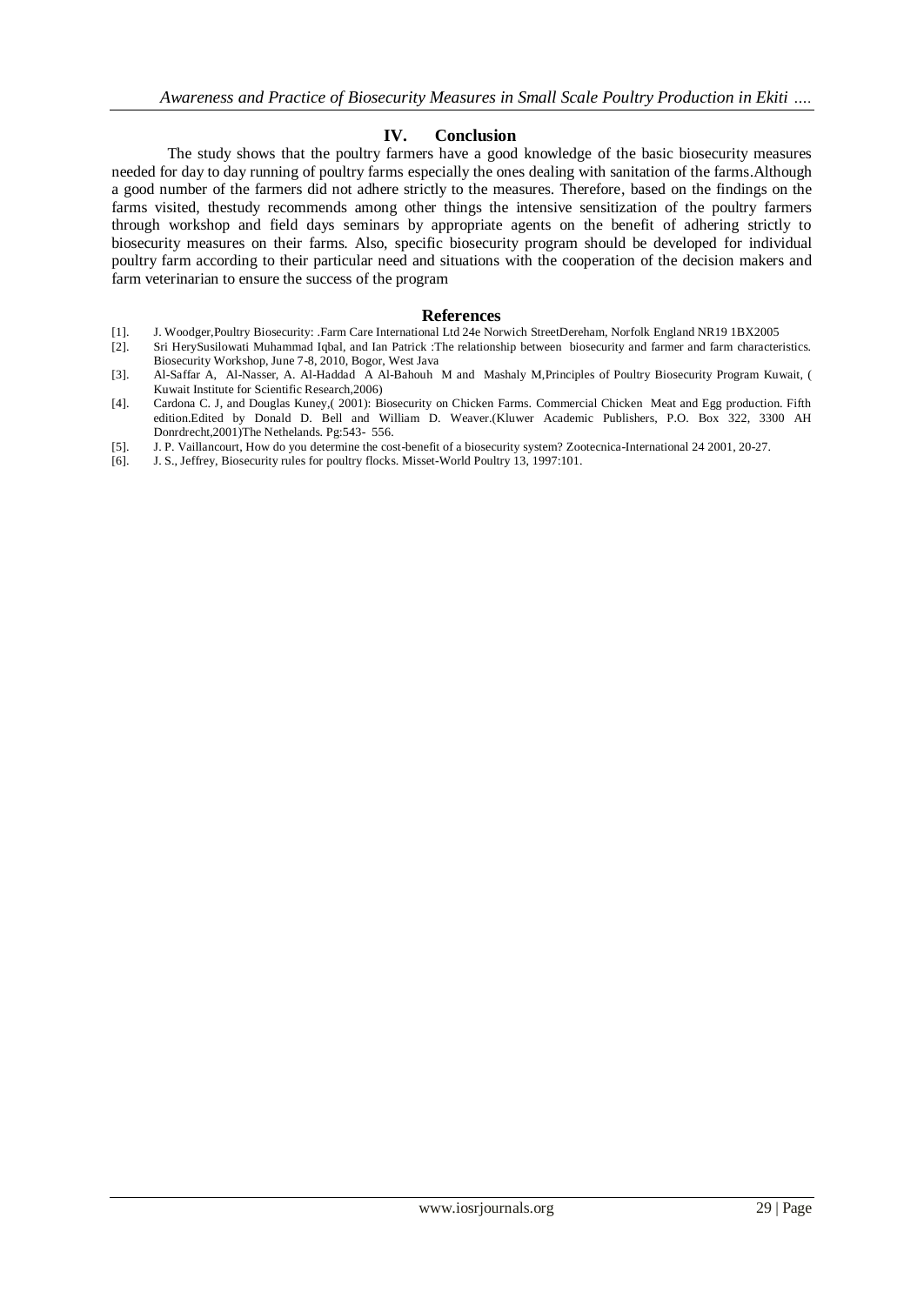## IV. Conclusion

The study shows that the poultry farmers have a good knowledge of the basic biosecurity measures needed for day to day running of poultry farms especially the ones dealing with sanitation of the farms.Although a good number of the farmers did not adhere strictly to the measures. Therefore, based on the findings on the farms visited, thestudy recommends among other things the intensive sensitization of the poultry farmers through workshop and field days seminars by appropriate agents on the benefit of adhering strictly to biosecurity measures on their farms. Also, specific biosecurity program should be developed for individual poultry farm according to their particular need and situations with the cooperation of the decision makers and farm veterinarian to ensure the success of the program

## References

[1]. J. Woodger,Poultry Biosecurity: .Farm Care International Ltd 24e Norwich StreetDereham, Norfolk England NR19 1BX2005

[2]. Sri HerySusilowati Muhammad Iqbal, and Ian Patrick :The relationship between biosecurity and farmer and farm characteristics. Biosecurity Workshop, June 7-8, 2010, Bogor, West Java

[3]. Al-Saffar A, Al-Nasser, A. Al-Haddad A Al-Bahouh M and Mashaly M,Principles of Poultry Biosecurity Program Kuwait, ( Kuwait Institute for Scientific Research,2006)

[4]. Cardona C. J, and Douglas Kuney,( 2001): Biosecurity on Chicken Farms. Commercial Chicken Meat and Egg production. Fifth edition.Edited by Donald D. Bell and William D. Weaver.(Kluwer Academic Publishers, P.O. Box 322, 3300 AH Donrdrecht,2001)The Nethelands. Pg:543- 556.

[5]. J. P. Vaillancourt, How do you determine the cost-benefit of a biosecurity system? Zootecnica-International 24 2001, 20-27.

[6]. J. S., Jeffrey, Biosecurity rules for poultry flocks. Misset-World Poultry 13, 1997:101.